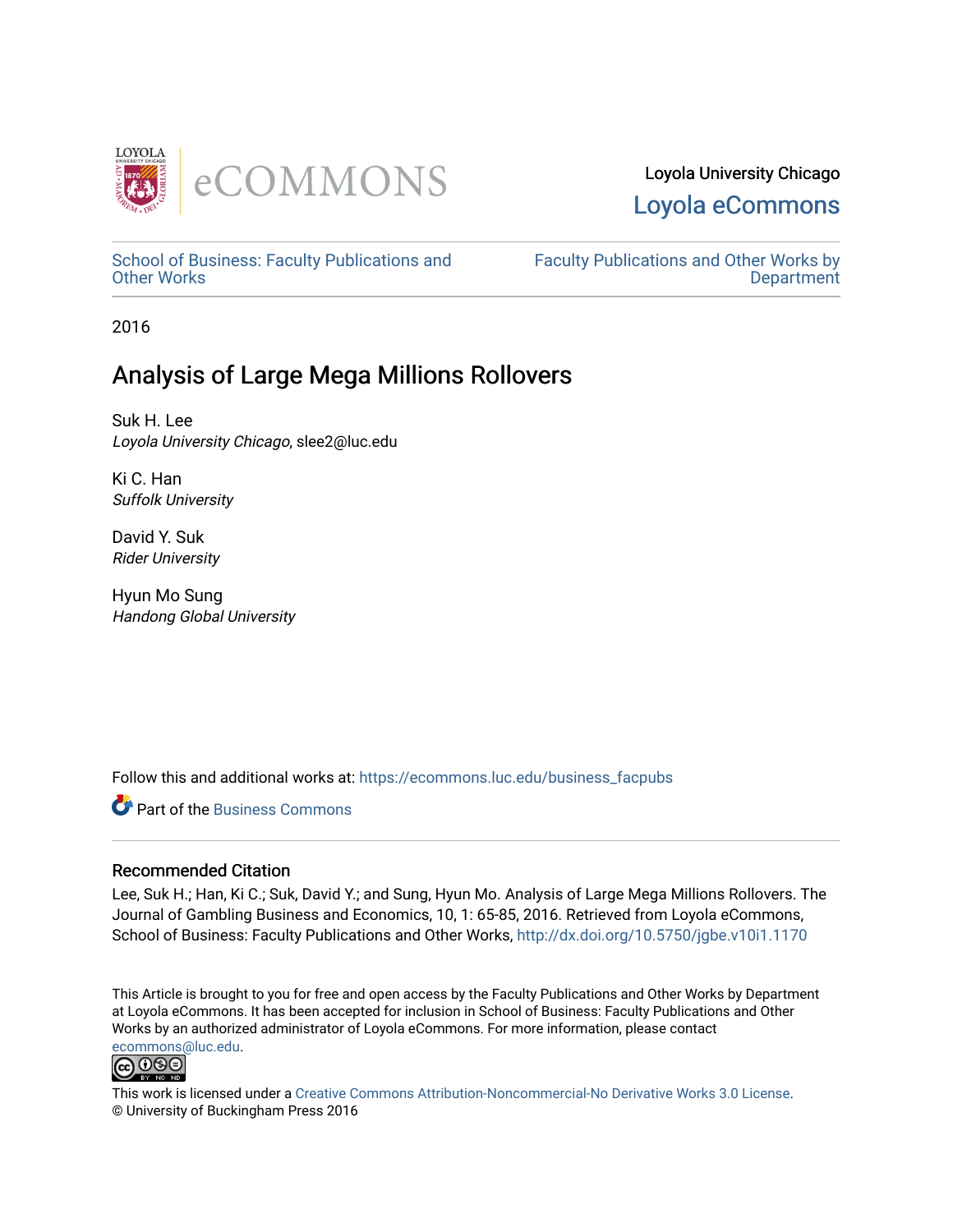Loyola University Chicago

Loyola eCommons

School of Business: Faculty Publications and Other Works

Faculty Publications and Other Works by Department

2016

# Analysis of Large Mega Millions Rollovers

Suk H. Lee
*Loyola University Chicago*, slee2@luc.edu

Ki C. Han
*Suffolk University*

David Y. Suk
*Rider University*

Hyun Mo Sung
*Handong Global University*

Follow this and additional works at: https://ecommons.luc.edu/business_facpubs

Part of the Business Commons

## Recommended Citation

Lee, Suk H.; Han, Ki C.; Suk, David Y.; and Sung, Hyun Mo. Analysis of Large Mega Millions Rollovers. The Journal of Gambling Business and Economics, 10, 1: 65-85, 2016. Retrieved from Loyola eCommons, School of Business: Faculty Publications and Other Works, http://dx.doi.org/10.5750/jgbe.v10i1.1170

This Article is brought to you for free and open access by the Faculty Publications and Other Works by Department at Loyola eCommons. It has been accepted for inclusion in School of Business: Faculty Publications and Other Works by an authorized administrator of Loyola eCommons. For more information, please contact ecommons@luc.edu.

This work is licensed under a Creative Commons Attribution-Noncommercial-No Derivative Works 3.0 License.
© University of Buckingham Press 2016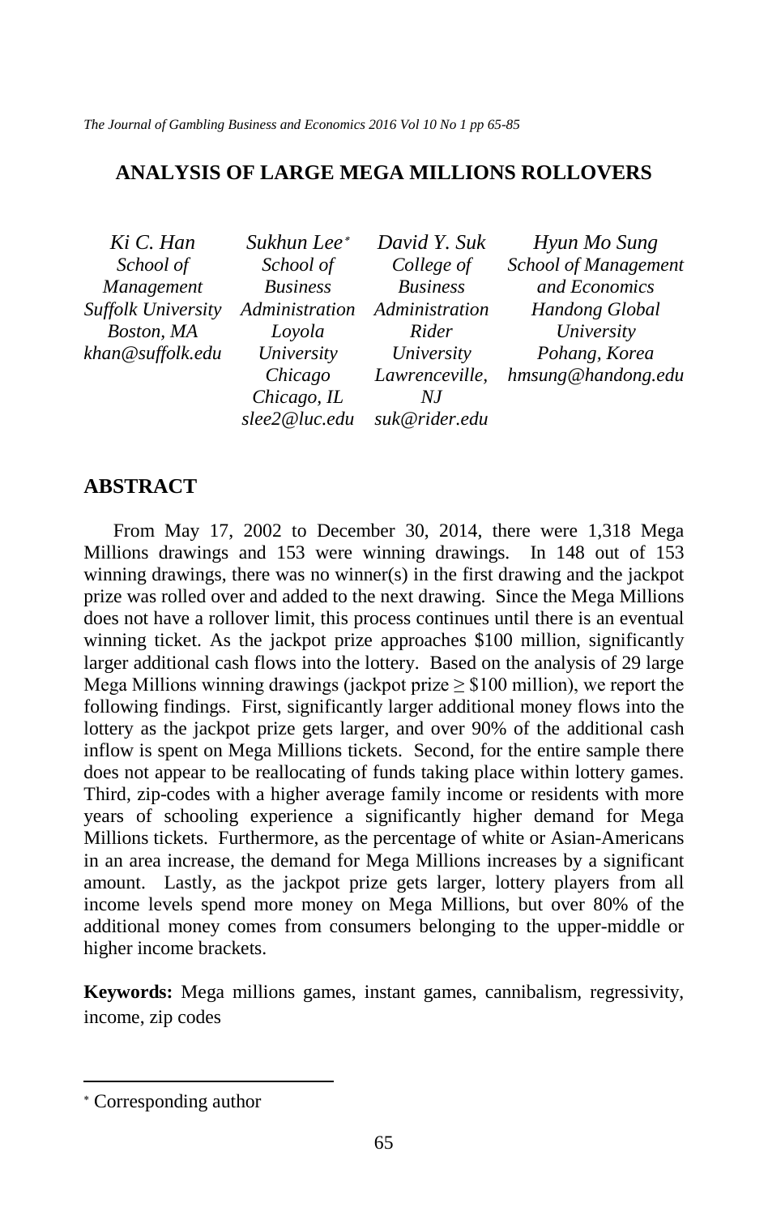# ANALYSIS OF LARGE MEGA MILLIONS ROLLOVERS

*Ki C. Han*
*School of Management*
*Suffolk University*
*Boston, MA*
*khan@suffolk.edu*

*Sukhun Lee*[*]
*School of Business Administration*
*Loyola University Chicago*
*Chicago, IL*
*slee2@luc.edu*

*David Y. Suk*
*College of Business Administration*
*Rider University*
*Lawrenceville, NJ*
*suk@rider.edu*

*Hyun Mo Sung*
*School of Management and Economics*
*Handong Global University*
*Pohang, Korea*
*hmsung@handong.edu*

## ABSTRACT

From May 17, 2002 to December 30, 2014, there were 1,318 Mega Millions drawings and 153 were winning drawings. In 148 out of 153 winning drawings, there was no winner(s) in the first drawing and the jackpot prize was rolled over and added to the next drawing. Since the Mega Millions does not have a rollover limit, this process continues until there is an eventual winning ticket. As the jackpot prize approaches \$100 million, significantly larger additional cash flows into the lottery. Based on the analysis of 29 large Mega Millions winning drawings (jackpot prize ≥ \$100 million), we report the following findings. First, significantly larger additional money flows into the lottery as the jackpot prize gets larger, and over 90% of the additional cash inflow is spent on Mega Millions tickets. Second, for the entire sample there does not appear to be reallocating of funds taking place within lottery games. Third, zip-codes with a higher average family income or residents with more years of schooling experience a significantly higher demand for Mega Millions tickets. Furthermore, as the percentage of white or Asian-Americans in an area increase, the demand for Mega Millions increases by a significant amount. Lastly, as the jackpot prize gets larger, lottery players from all income levels spend more money on Mega Millions, but over 80% of the additional money comes from consumers belonging to the upper-middle or higher income brackets.

**Keywords:** Mega millions games, instant games, cannibalism, regressivity, income, zip codes

[*] Corresponding author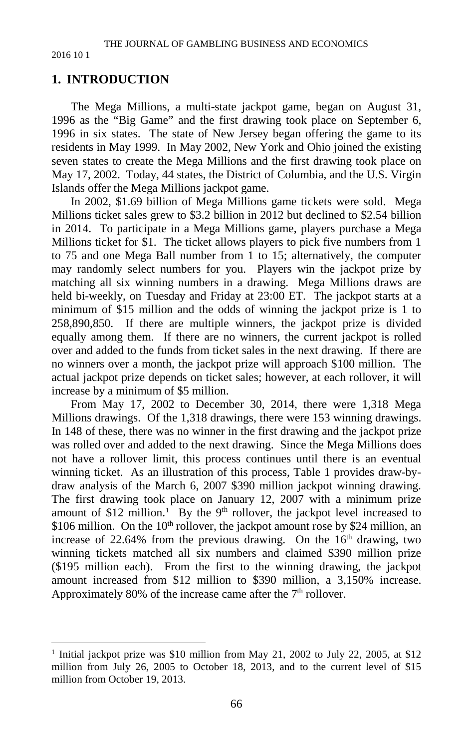## 1. INTRODUCTION

The Mega Millions, a multi-state jackpot game, began on August 31, 1996 as the "Big Game" and the first drawing took place on September 6, 1996 in six states. The state of New Jersey began offering the game to its residents in May 1999. In May 2002, New York and Ohio joined the existing seven states to create the Mega Millions and the first drawing took place on May 17, 2002. Today, 44 states, the District of Columbia, and the U.S. Virgin Islands offer the Mega Millions jackpot game.

In 2002, \$1.69 billion of Mega Millions game tickets were sold. Mega Millions ticket sales grew to \$3.2 billion in 2012 but declined to \$2.54 billion in 2014. To participate in a Mega Millions game, players purchase a Mega Millions ticket for \$1. The ticket allows players to pick five numbers from 1 to 75 and one Mega Ball number from 1 to 15; alternatively, the computer may randomly select numbers for you. Players win the jackpot prize by matching all six winning numbers in a drawing. Mega Millions draws are held bi-weekly, on Tuesday and Friday at 23:00 ET. The jackpot starts at a minimum of \$15 million and the odds of winning the jackpot prize is 1 to 258,890,850. If there are multiple winners, the jackpot prize is divided equally among them. If there are no winners, the current jackpot is rolled over and added to the funds from ticket sales in the next drawing. If there are no winners over a month, the jackpot prize will approach \$100 million. The actual jackpot prize depends on ticket sales; however, at each rollover, it will increase by a minimum of \$5 million.

From May 17, 2002 to December 30, 2014, there were 1,318 Mega Millions drawings. Of the 1,318 drawings, there were 153 winning drawings. In 148 of these, there was no winner in the first drawing and the jackpot prize was rolled over and added to the next drawing. Since the Mega Millions does not have a rollover limit, this process continues until there is an eventual winning ticket. As an illustration of this process, Table 1 provides draw-by-draw analysis of the March 6, 2007 \$390 million jackpot winning drawing. The first drawing took place on January 12, 2007 with a minimum prize amount of \$12 million.[1] By the 9th rollover, the jackpot level increased to \$106 million. On the 10th rollover, the jackpot amount rose by \$24 million, an increase of 22.64% from the previous drawing. On the 16th drawing, two winning tickets matched all six numbers and claimed \$390 million prize (\$195 million each). From the first to the winning drawing, the jackpot amount increased from \$12 million to \$390 million, a 3,150% increase. Approximately 80% of the increase came after the 7th rollover.

---

[1] Initial jackpot prize was \$10 million from May 21, 2002 to July 22, 2005, at \$12 million from July 26, 2005 to October 18, 2013, and to the current level of \$15 million from October 19, 2013.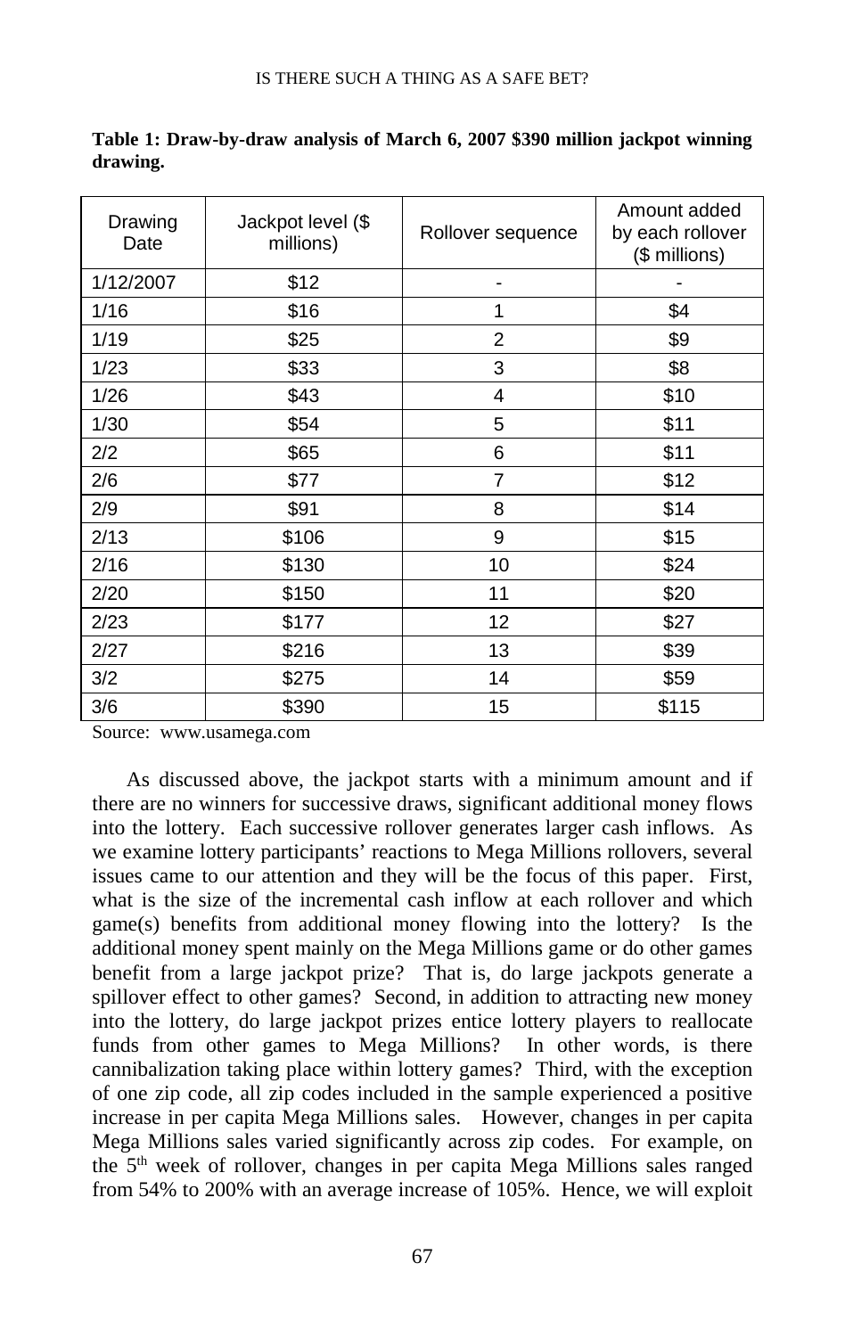**Table 1: Draw-by-draw analysis of March 6, 2007 $390 million jackpot winning drawing.**

| Drawing Date | Jackpot level ($ millions) | Rollover sequence | Amount added by each rollover ($ millions) |
|---|---|---|---|
| 1/12/2007 | $12 | - | - |
| 1/16 | $16 | 1 | $4 |
| 1/19 | $25 | 2 | $9 |
| 1/23 | $33 | 3 | $8 |
| 1/26 | $43 | 4 | $10 |
| 1/30 | $54 | 5 | $11 |
| 2/2 | $65 | 6 | $11 |
| 2/6 | $77 | 7 | $12 |
| 2/9 | $91 | 8 | $14 |
| 2/13 | $106 | 9 | $15 |
| 2/16 | $130 | 10 | $24 |
| 2/20 | $150 | 11 | $20 |
| 2/23 | $177 | 12 | $27 |
| 2/27 | $216 | 13 | $39 |
| 3/2 | $275 | 14 | $59 |
| 3/6 | $390 | 15 | $115 |

Source: www.usamega.com

As discussed above, the jackpot starts with a minimum amount and if there are no winners for successive draws, significant additional money flows into the lottery. Each successive rollover generates larger cash inflows. As we examine lottery participants' reactions to Mega Millions rollovers, several issues came to our attention and they will be the focus of this paper. First, what is the size of the incremental cash inflow at each rollover and which game(s) benefits from additional money flowing into the lottery? Is the additional money spent mainly on the Mega Millions game or do other games benefit from a large jackpot prize? That is, do large jackpots generate a spillover effect to other games? Second, in addition to attracting new money into the lottery, do large jackpot prizes entice lottery players to reallocate funds from other games to Mega Millions? In other words, is there cannibalization taking place within lottery games? Third, with the exception of one zip code, all zip codes included in the sample experienced a positive increase in per capita Mega Millions sales. However, changes in per capita Mega Millions sales varied significantly across zip codes. For example, on the 5th week of rollover, changes in per capita Mega Millions sales ranged from 54% to 200% with an average increase of 105%. Hence, we will exploit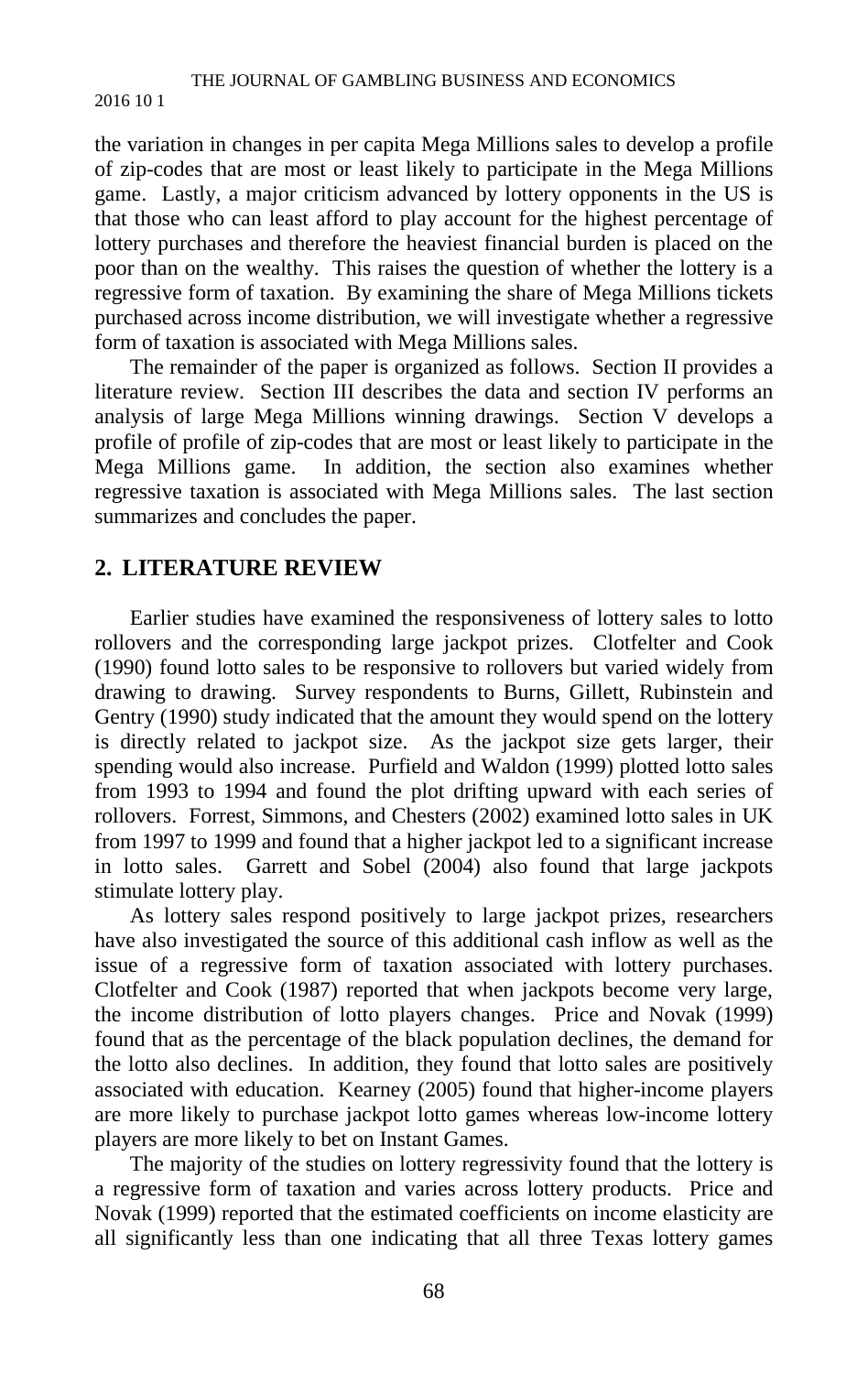the variation in changes in per capita Mega Millions sales to develop a profile of zip-codes that are most or least likely to participate in the Mega Millions game. Lastly, a major criticism advanced by lottery opponents in the US is that those who can least afford to play account for the highest percentage of lottery purchases and therefore the heaviest financial burden is placed on the poor than on the wealthy. This raises the question of whether the lottery is a regressive form of taxation. By examining the share of Mega Millions tickets purchased across income distribution, we will investigate whether a regressive form of taxation is associated with Mega Millions sales.

The remainder of the paper is organized as follows. Section II provides a literature review. Section III describes the data and section IV performs an analysis of large Mega Millions winning drawings. Section V develops a profile of profile of zip-codes that are most or least likely to participate in the Mega Millions game. In addition, the section also examines whether regressive taxation is associated with Mega Millions sales. The last section summarizes and concludes the paper.

## 2. LITERATURE REVIEW

Earlier studies have examined the responsiveness of lottery sales to lotto rollovers and the corresponding large jackpot prizes. Clotfelter and Cook (1990) found lotto sales to be responsive to rollovers but varied widely from drawing to drawing. Survey respondents to Burns, Gillett, Rubinstein and Gentry (1990) study indicated that the amount they would spend on the lottery is directly related to jackpot size. As the jackpot size gets larger, their spending would also increase. Purfield and Waldon (1999) plotted lotto sales from 1993 to 1994 and found the plot drifting upward with each series of rollovers. Forrest, Simmons, and Chesters (2002) examined lotto sales in UK from 1997 to 1999 and found that a higher jackpot led to a significant increase in lotto sales. Garrett and Sobel (2004) also found that large jackpots stimulate lottery play.

As lottery sales respond positively to large jackpot prizes, researchers have also investigated the source of this additional cash inflow as well as the issue of a regressive form of taxation associated with lottery purchases. Clotfelter and Cook (1987) reported that when jackpots become very large, the income distribution of lotto players changes. Price and Novak (1999) found that as the percentage of the black population declines, the demand for the lotto also declines. In addition, they found that lotto sales are positively associated with education. Kearney (2005) found that higher-income players are more likely to purchase jackpot lotto games whereas low-income lottery players are more likely to bet on Instant Games.

The majority of the studies on lottery regressivity found that the lottery is a regressive form of taxation and varies across lottery products. Price and Novak (1999) reported that the estimated coefficients on income elasticity are all significantly less than one indicating that all three Texas lottery games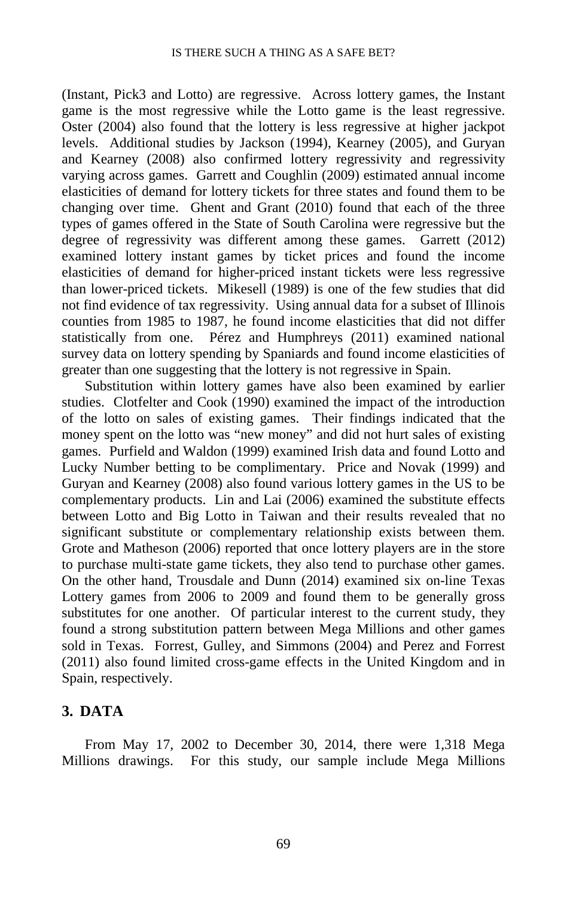(Instant, Pick3 and Lotto) are regressive. Across lottery games, the Instant game is the most regressive while the Lotto game is the least regressive. Oster (2004) also found that the lottery is less regressive at higher jackpot levels. Additional studies by Jackson (1994), Kearney (2005), and Guryan and Kearney (2008) also confirmed lottery regressivity and regressivity varying across games. Garrett and Coughlin (2009) estimated annual income elasticities of demand for lottery tickets for three states and found them to be changing over time. Ghent and Grant (2010) found that each of the three types of games offered in the State of South Carolina were regressive but the degree of regressivity was different among these games. Garrett (2012) examined lottery instant games by ticket prices and found the income elasticities of demand for higher-priced instant tickets were less regressive than lower-priced tickets. Mikesell (1989) is one of the few studies that did not find evidence of tax regressivity. Using annual data for a subset of Illinois counties from 1985 to 1987, he found income elasticities that did not differ statistically from one. Pérez and Humphreys (2011) examined national survey data on lottery spending by Spaniards and found income elasticities of greater than one suggesting that the lottery is not regressive in Spain.

Substitution within lottery games have also been examined by earlier studies. Clotfelter and Cook (1990) examined the impact of the introduction of the lotto on sales of existing games. Their findings indicated that the money spent on the lotto was "new money" and did not hurt sales of existing games. Purfield and Waldon (1999) examined Irish data and found Lotto and Lucky Number betting to be complimentary. Price and Novak (1999) and Guryan and Kearney (2008) also found various lottery games in the US to be complementary products. Lin and Lai (2006) examined the substitute effects between Lotto and Big Lotto in Taiwan and their results revealed that no significant substitute or complementary relationship exists between them. Grote and Matheson (2006) reported that once lottery players are in the store to purchase multi-state game tickets, they also tend to purchase other games. On the other hand, Trousdale and Dunn (2014) examined six on-line Texas Lottery games from 2006 to 2009 and found them to be generally gross substitutes for one another. Of particular interest to the current study, they found a strong substitution pattern between Mega Millions and other games sold in Texas. Forrest, Gulley, and Simmons (2004) and Perez and Forrest (2011) also found limited cross-game effects in the United Kingdom and in Spain, respectively.

## 3. DATA

From May 17, 2002 to December 30, 2014, there were 1,318 Mega Millions drawings. For this study, our sample include Mega Millions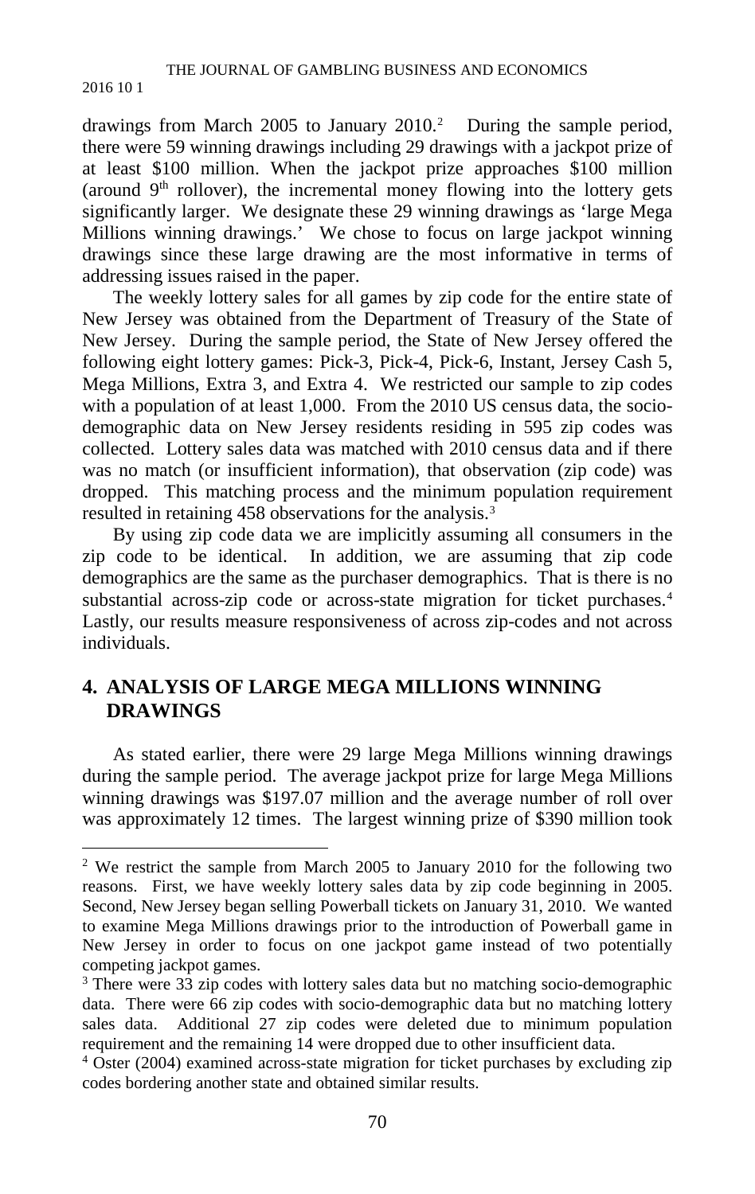drawings from March 2005 to January 2010.[2] During the sample period, there were 59 winning drawings including 29 drawings with a jackpot prize of at least \$100 million. When the jackpot prize approaches \$100 million (around 9th rollover), the incremental money flowing into the lottery gets significantly larger. We designate these 29 winning drawings as 'large Mega Millions winning drawings.' We chose to focus on large jackpot winning drawings since these large drawing are the most informative in terms of addressing issues raised in the paper.

The weekly lottery sales for all games by zip code for the entire state of New Jersey was obtained from the Department of Treasury of the State of New Jersey. During the sample period, the State of New Jersey offered the following eight lottery games: Pick-3, Pick-4, Pick-6, Instant, Jersey Cash 5, Mega Millions, Extra 3, and Extra 4. We restricted our sample to zip codes with a population of at least 1,000. From the 2010 US census data, the socio-demographic data on New Jersey residents residing in 595 zip codes was collected. Lottery sales data was matched with 2010 census data and if there was no match (or insufficient information), that observation (zip code) was dropped. This matching process and the minimum population requirement resulted in retaining 458 observations for the analysis.[3]

By using zip code data we are implicitly assuming all consumers in the zip code to be identical. In addition, we are assuming that zip code demographics are the same as the purchaser demographics. That is there is no substantial across-zip code or across-state migration for ticket purchases.[4] Lastly, our results measure responsiveness of across zip-codes and not across individuals.

## 4. ANALYSIS OF LARGE MEGA MILLIONS WINNING DRAWINGS

As stated earlier, there were 29 large Mega Millions winning drawings during the sample period. The average jackpot prize for large Mega Millions winning drawings was \$197.07 million and the average number of roll over was approximately 12 times. The largest winning prize of \$390 million took

---

[2] We restrict the sample from March 2005 to January 2010 for the following two reasons. First, we have weekly lottery sales data by zip code beginning in 2005. Second, New Jersey began selling Powerball tickets on January 31, 2010. We wanted to examine Mega Millions drawings prior to the introduction of Powerball game in New Jersey in order to focus on one jackpot game instead of two potentially competing jackpot games.

[3] There were 33 zip codes with lottery sales data but no matching socio-demographic data. There were 66 zip codes with socio-demographic data but no matching lottery sales data. Additional 27 zip codes were deleted due to minimum population requirement and the remaining 14 were dropped due to other insufficient data.

[4] Oster (2004) examined across-state migration for ticket purchases by excluding zip codes bordering another state and obtained similar results.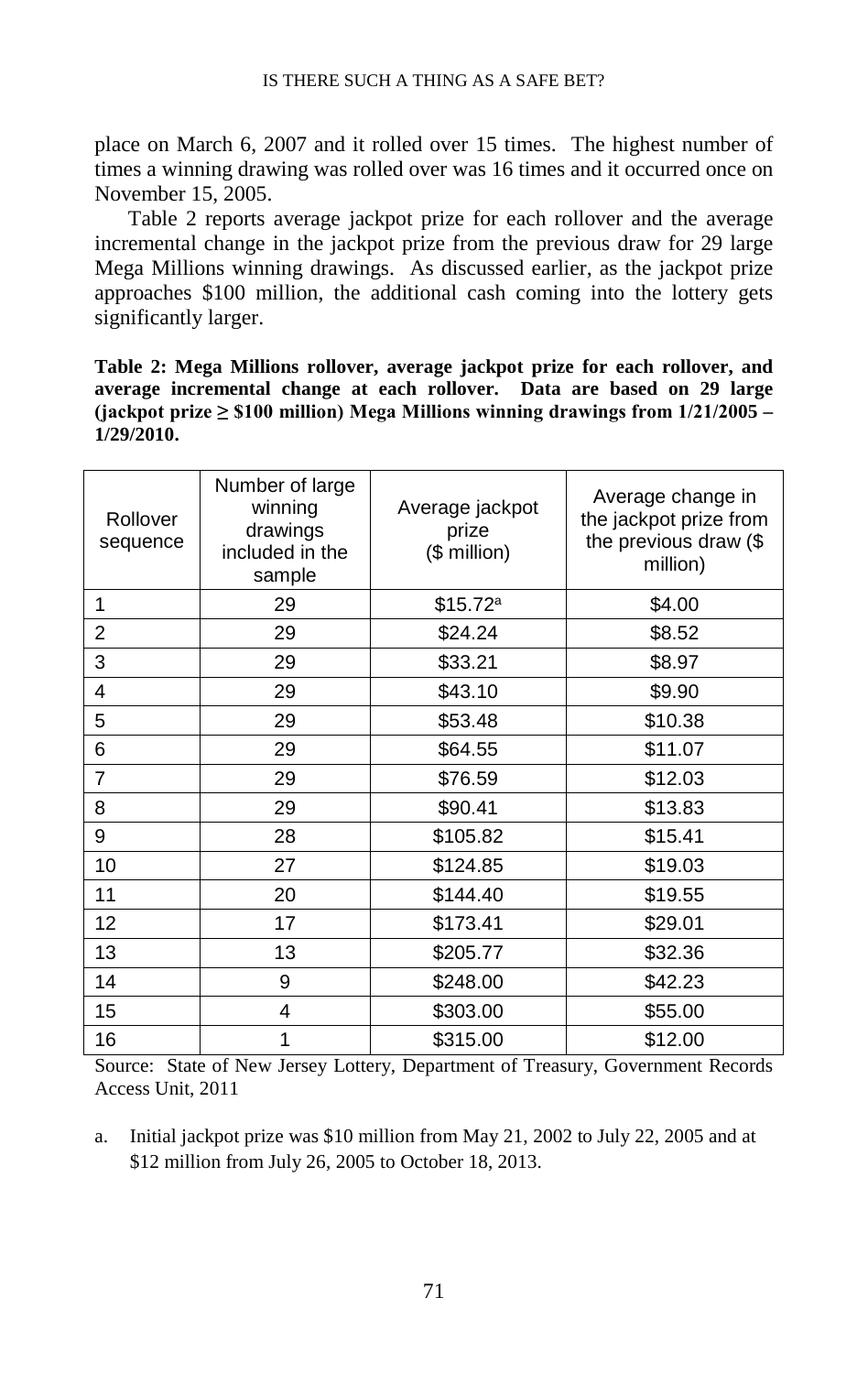place on March 6, 2007 and it rolled over 15 times. The highest number of times a winning drawing was rolled over was 16 times and it occurred once on November 15, 2005.

Table 2 reports average jackpot prize for each rollover and the average incremental change in the jackpot prize from the previous draw for 29 large Mega Millions winning drawings. As discussed earlier, as the jackpot prize approaches $100 million, the additional cash coming into the lottery gets significantly larger.

**Table 2: Mega Millions rollover, average jackpot prize for each rollover, and average incremental change at each rollover. Data are based on 29 large (jackpot prize ≥ $100 million) Mega Millions winning drawings from 1/21/2005 – 1/29/2010.**

| Rollover sequence | Number of large winning drawings included in the sample | Average jackpot prize ($ million) | Average change in the jackpot prize from the previous draw ($ million) |
|---|---|---|---|
| 1 | 29 | $15.72[a] | $4.00 |
| 2 | 29 | $24.24 | $8.52 |
| 3 | 29 | $33.21 | $8.97 |
| 4 | 29 | $43.10 | $9.90 |
| 5 | 29 | $53.48 | $10.38 |
| 6 | 29 | $64.55 | $11.07 |
| 7 | 29 | $76.59 | $12.03 |
| 8 | 29 | $90.41 | $13.83 |
| 9 | 28 | $105.82 | $15.41 |
| 10 | 27 | $124.85 | $19.03 |
| 11 | 20 | $144.40 | $19.55 |
| 12 | 17 | $173.41 | $29.01 |
| 13 | 13 | $205.77 | $32.36 |
| 14 | 9 | $248.00 | $42.23 |
| 15 | 4 | $303.00 | $55.00 |
| 16 | 1 | $315.00 | $12.00 |

Source: State of New Jersey Lottery, Department of Treasury, Government Records Access Unit, 2011

a. Initial jackpot prize was $10 million from May 21, 2002 to July 22, 2005 and at $12 million from July 26, 2005 to October 18, 2013.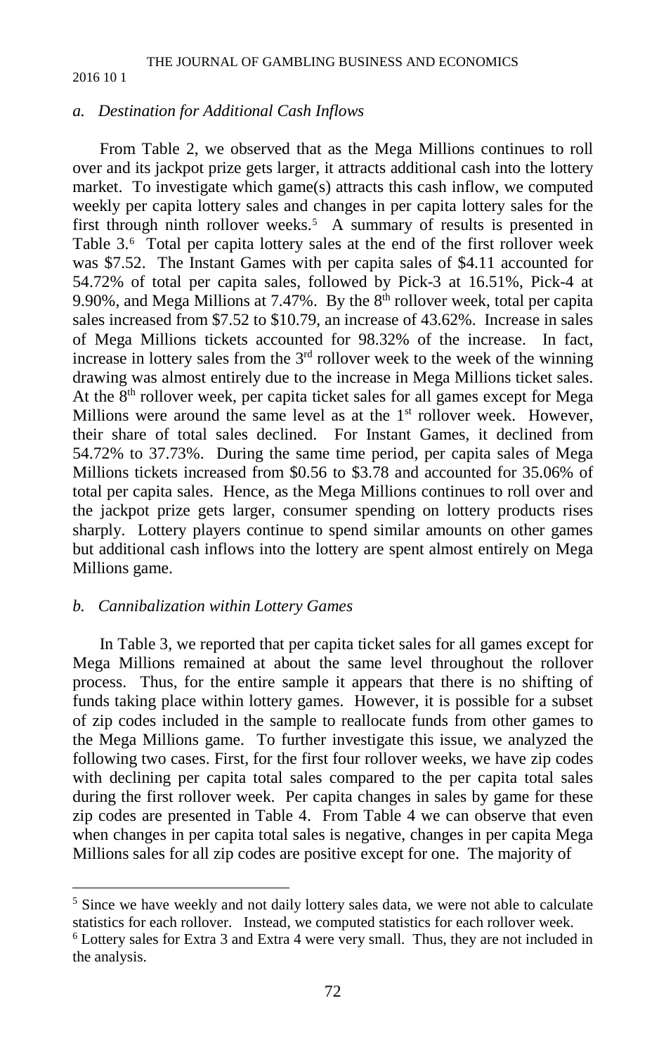### *a. Destination for Additional Cash Inflows*

From Table 2, we observed that as the Mega Millions continues to roll over and its jackpot prize gets larger, it attracts additional cash into the lottery market. To investigate which game(s) attracts this cash inflow, we computed weekly per capita lottery sales and changes in per capita lottery sales for the first through ninth rollover weeks.[5] A summary of results is presented in Table 3.[6] Total per capita lottery sales at the end of the first rollover week was $7.52. The Instant Games with per capita sales of $4.11 accounted for 54.72% of total per capita sales, followed by Pick-3 at 16.51%, Pick-4 at 9.90%, and Mega Millions at 7.47%. By the 8th rollover week, total per capita sales increased from $7.52 to $10.79, an increase of 43.62%. Increase in sales of Mega Millions tickets accounted for 98.32% of the increase. In fact, increase in lottery sales from the 3rd rollover week to the week of the winning drawing was almost entirely due to the increase in Mega Millions ticket sales. At the 8th rollover week, per capita ticket sales for all games except for Mega Millions were around the same level as at the 1st rollover week. However, their share of total sales declined. For Instant Games, it declined from 54.72% to 37.73%. During the same time period, per capita sales of Mega Millions tickets increased from $0.56 to $3.78 and accounted for 35.06% of total per capita sales. Hence, as the Mega Millions continues to roll over and the jackpot prize gets larger, consumer spending on lottery products rises sharply. Lottery players continue to spend similar amounts on other games but additional cash inflows into the lottery are spent almost entirely on Mega Millions game.

### *b. Cannibalization within Lottery Games*

In Table 3, we reported that per capita ticket sales for all games except for Mega Millions remained at about the same level throughout the rollover process. Thus, for the entire sample it appears that there is no shifting of funds taking place within lottery games. However, it is possible for a subset of zip codes included in the sample to reallocate funds from other games to the Mega Millions game. To further investigate this issue, we analyzed the following two cases. First, for the first four rollover weeks, we have zip codes with declining per capita total sales compared to the per capita total sales during the first rollover week. Per capita changes in sales by game for these zip codes are presented in Table 4. From Table 4 we can observe that even when changes in per capita total sales is negative, changes in per capita Mega Millions sales for all zip codes are positive except for one. The majority of

---

[5] Since we have weekly and not daily lottery sales data, we were not able to calculate statistics for each rollover. Instead, we computed statistics for each rollover week.

[6] Lottery sales for Extra 3 and Extra 4 were very small. Thus, they are not included in the analysis.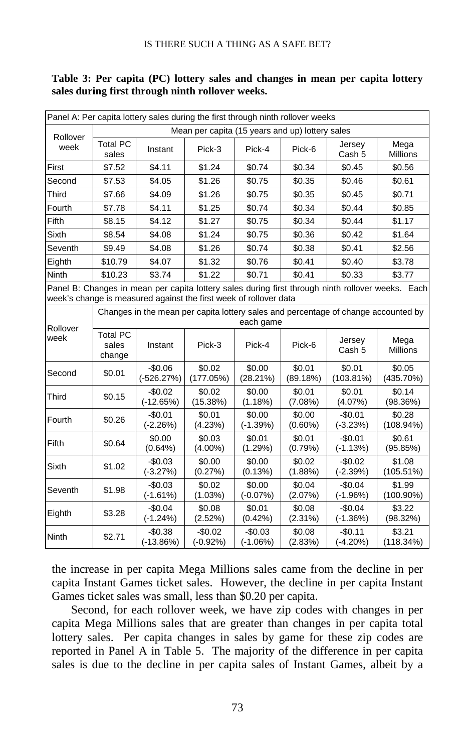**Table 3: Per capita (PC) lottery sales and changes in mean per capita lottery sales during first through ninth rollover weeks.**

Panel A: Per capita lottery sales during the first through ninth rollover weeks

| Rollover week | Mean per capita (15 years and up) lottery sales | | | | | | |
|---|---|---|---|---|---|---|---|
| | Total PC sales | Instant | Pick-3 | Pick-4 | Pick-6 | Jersey Cash 5 | Mega Millions |
| First | $7.52 | $4.11 | $1.24 | $0.74 | $0.34 | $0.45 | $0.56 |
| Second | $7.53 | $4.05 | $1.26 | $0.75 | $0.35 | $0.46 | $0.61 |
| Third | $7.66 | $4.09 | $1.26 | $0.75 | $0.35 | $0.45 | $0.71 |
| Fourth | $7.78 | $4.11 | $1.25 | $0.74 | $0.34 | $0.44 | $0.85 |
| Fifth | $8.15 | $4.12 | $1.27 | $0.75 | $0.34 | $0.44 | $1.17 |
| Sixth | $8.54 | $4.08 | $1.24 | $0.75 | $0.36 | $0.42 | $1.64 |
| Seventh | $9.49 | $4.08 | $1.26 | $0.74 | $0.38 | $0.41 | $2.56 |
| Eighth | $10.79 | $4.07 | $1.32 | $0.76 | $0.41 | $0.40 | $3.78 |
| Ninth | $10.23 | $3.74 | $1.22 | $0.71 | $0.41 | $0.33 | $3.77 |

Panel B: Changes in mean per capita lottery sales during first through ninth rollover weeks. Each week's change is measured against the first week of rollover data

| Rollover week | Changes in the mean per capita lottery sales and percentage of change accounted by each game | | | | | | |
|---|---|---|---|---|---|---|---|
| | Total PC sales change | Instant | Pick-3 | Pick-4 | Pick-6 | Jersey Cash 5 | Mega Millions |
| Second | $0.01 | -$0.06 (-526.27%) | $0.02 (177.05%) | $0.00 (28.21%) | $0.01 (89.18%) | $0.01 (103.81%) | $0.05 (435.70%) |
| Third | $0.15 | -$0.02 (-12.65%) | $0.02 (15.38%) | $0.00 (1.18%) | $0.01 (7.08%) | $0.01 (4.07%) | $0.14 (98.36%) |
| Fourth | $0.26 | -$0.01 (-2.26%) | $0.01 (4.23%) | $0.00 (-1.39%) | $0.00 (0.60%) | -$0.01 (-3.23%) | $0.28 (108.94%) |
| Fifth | $0.64 | $0.00 (0.64%) | $0.03 (4.00%) | $0.01 (1.29%) | $0.01 (0.79%) | -$0.01 (-1.13%) | $0.61 (95.85%) |
| Sixth | $1.02 | -$0.03 (-3.27%) | $0.00 (0.27%) | $0.00 (0.13%) | $0.02 (1.88%) | -$0.02 (-2.39%) | $1.08 (105.51%) |
| Seventh | $1.98 | -$0.03 (-1.61%) | $0.02 (1.03%) | $0.00 (-0.07%) | $0.04 (2.07%) | -$0.04 (-1.96%) | $1.99 (100.90%) |
| Eighth | $3.28 | -$0.04 (-1.24%) | $0.08 (2.52%) | $0.01 (0.42%) | $0.08 (2.31%) | -$0.04 (-1.36%) | $3.22 (98.32%) |
| Ninth | $2.71 | -$0.38 (-13.86%) | -$0.02 (-0.92%) | -$0.03 (-1.06%) | $0.08 (2.83%) | -$0.11 (-4.20%) | $3.21 (118.34%) |

the increase in per capita Mega Millions sales came from the decline in per capita Instant Games ticket sales. However, the decline in per capita Instant Games ticket sales was small, less than $0.20 per capita.

Second, for each rollover week, we have zip codes with changes in per capita Mega Millions sales that are greater than changes in per capita total lottery sales. Per capita changes in sales by game for these zip codes are reported in Panel A in Table 5. The majority of the difference in per capita sales is due to the decline in per capita sales of Instant Games, albeit by a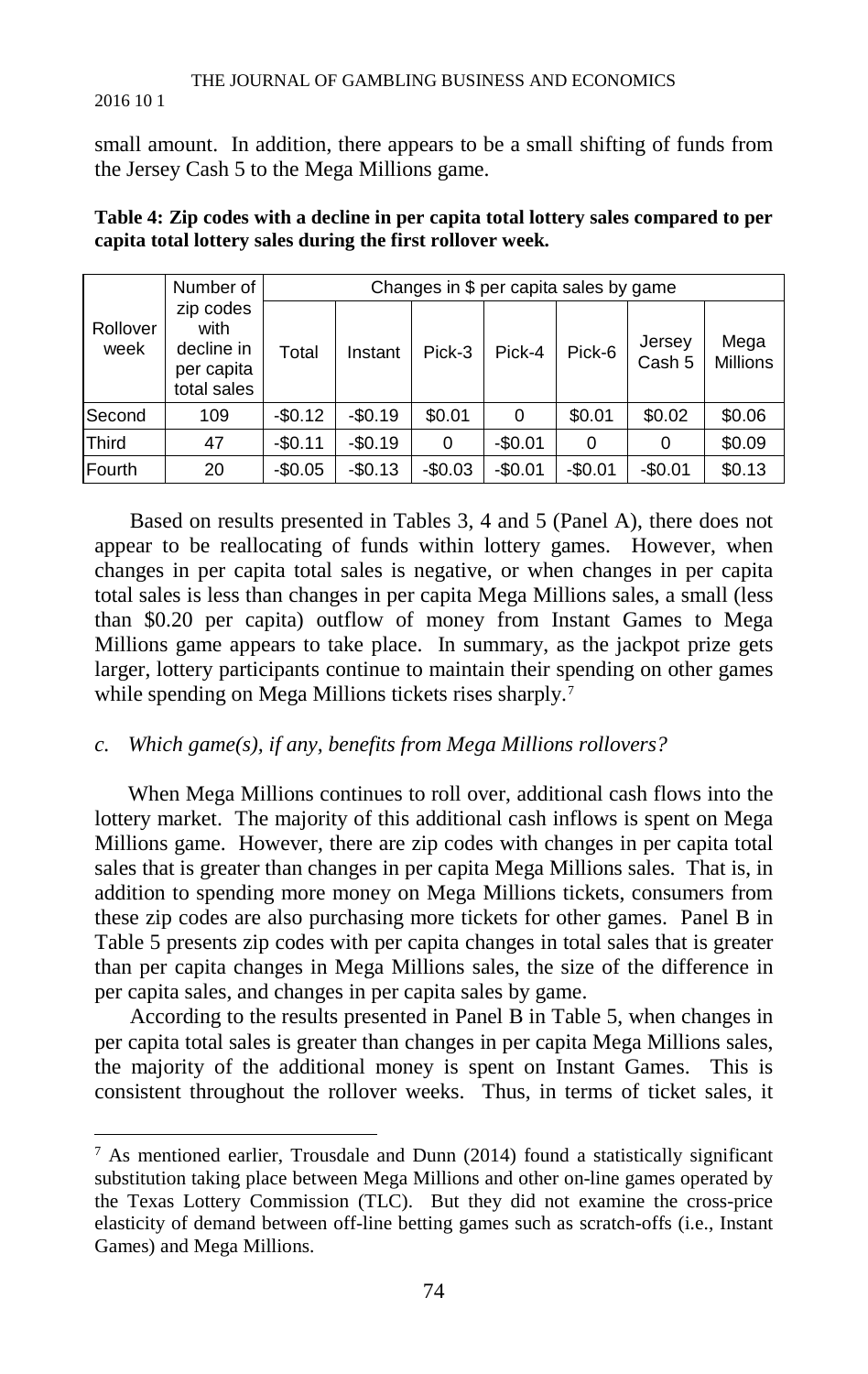small amount. In addition, there appears to be a small shifting of funds from the Jersey Cash 5 to the Mega Millions game.

**Table 4: Zip codes with a decline in per capita total lottery sales compared to per capita total lottery sales during the first rollover week.**

| Rollover week | Number of zip codes with decline in per capita total sales | Changes in $ per capita sales by game | | | | | | |
|---|---|---|---|---|---|---|---|---|
| | | Total | Instant | Pick-3 | Pick-4 | Pick-6 | Jersey Cash 5 | Mega Millions |
| Second | 109 | -$0.12 | -$0.19 | $0.01 | 0 | $0.01 | $0.02 | $0.06 |
| Third | 47 | -$0.11 | -$0.19 | 0 | -$0.01 | 0 | 0 | $0.09 |
| Fourth | 20 | -$0.05 | -$0.13 | -$0.03 | -$0.01 | -$0.01 | -$0.01 | $0.13 |

Based on results presented in Tables 3, 4 and 5 (Panel A), there does not appear to be reallocating of funds within lottery games. However, when changes in per capita total sales is negative, or when changes in per capita total sales is less than changes in per capita Mega Millions sales, a small (less than $0.20 per capita) outflow of money from Instant Games to Mega Millions game appears to take place. In summary, as the jackpot prize gets larger, lottery participants continue to maintain their spending on other games while spending on Mega Millions tickets rises sharply.[7]

*c. Which game(s), if any, benefits from Mega Millions rollovers?*

When Mega Millions continues to roll over, additional cash flows into the lottery market. The majority of this additional cash inflows is spent on Mega Millions game. However, there are zip codes with changes in per capita total sales that is greater than changes in per capita Mega Millions sales. That is, in addition to spending more money on Mega Millions tickets, consumers from these zip codes are also purchasing more tickets for other games. Panel B in Table 5 presents zip codes with per capita changes in total sales that is greater than per capita changes in Mega Millions sales, the size of the difference in per capita sales, and changes in per capita sales by game.

According to the results presented in Panel B in Table 5, when changes in per capita total sales is greater than changes in per capita Mega Millions sales, the majority of the additional money is spent on Instant Games. This is consistent throughout the rollover weeks. Thus, in terms of ticket sales, it

[7] As mentioned earlier, Trousdale and Dunn (2014) found a statistically significant substitution taking place between Mega Millions and other on-line games operated by the Texas Lottery Commission (TLC). But they did not examine the cross-price elasticity of demand between off-line betting games such as scratch-offs (i.e., Instant Games) and Mega Millions.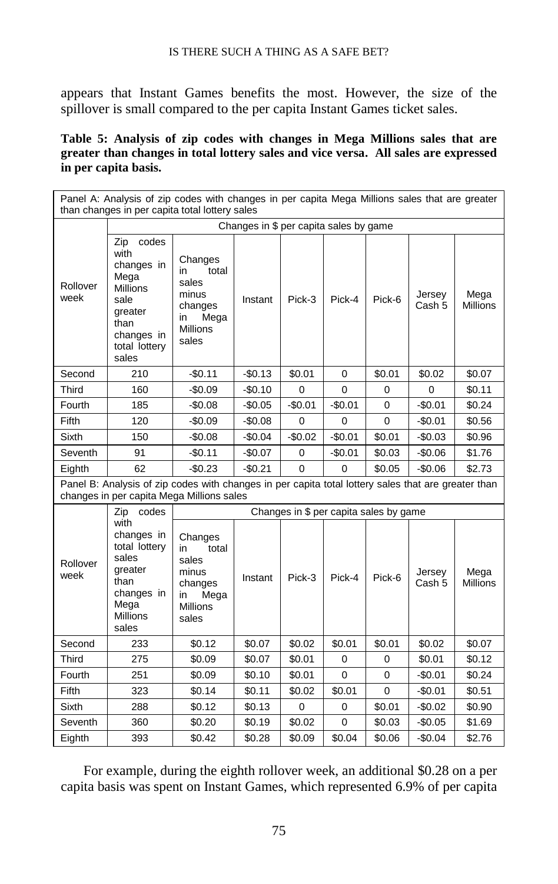appears that Instant Games benefits the most. However, the size of the spillover is small compared to the per capita Instant Games ticket sales.

**Table 5: Analysis of zip codes with changes in Mega Millions sales that are greater than changes in total lottery sales and vice versa. All sales are expressed in per capita basis.**

| Panel A: Analysis of zip codes with changes in per capita Mega Millions sales that are greater than changes in per capita total lottery sales | | | | | | | | |
|---|---|---|---|---|---|---|---|---|
| | Changes in $ per capita sales by game | | | | | | | |
| Rollover week | Zip codes with changes in Mega Millions sale greater than changes in total lottery sales | Changes in total sales minus changes in Mega Millions sales | Instant | Pick-3 | Pick-4 | Pick-6 | Jersey Cash 5 | Mega Millions |
| Second | 210 | -$0.11 | -$0.13 | $0.01 | 0 | $0.01 | $0.02 | $0.07 |
| Third | 160 | -$0.09 | -$0.10 | 0 | 0 | 0 | 0 | $0.11 |
| Fourth | 185 | -$0.08 | -$0.05 | -$0.01 | -$0.01 | 0 | -$0.01 | $0.24 |
| Fifth | 120 | -$0.09 | -$0.08 | 0 | 0 | 0 | -$0.01 | $0.56 |
| Sixth | 150 | -$0.08 | -$0.04 | -$0.02 | -$0.01 | $0.01 | -$0.03 | $0.96 |
| Seventh | 91 | -$0.11 | -$0.07 | 0 | -$0.01 | $0.03 | -$0.06 | $1.76 |
| Eighth | 62 | -$0.23 | -$0.21 | 0 | 0 | $0.05 | -$0.06 | $2.73 |
| Panel B: Analysis of zip codes with changes in per capita total lottery sales that are greater than changes in per capita Mega Millions sales | | | | | | | | |
| | | Changes in $ per capita sales by game | | | | | | |
| Rollover week | Zip codes with changes in total lottery sales greater than changes in Mega Millions sales | Changes in total sales minus changes in Mega Millions sales | Instant | Pick-3 | Pick-4 | Pick-6 | Jersey Cash 5 | Mega Millions |
| Second | 233 | $0.12 | $0.07 | $0.02 | $0.01 | $0.01 | $0.02 | $0.07 |
| Third | 275 | $0.09 | $0.07 | $0.01 | 0 | 0 | $0.01 | $0.12 |
| Fourth | 251 | $0.09 | $0.10 | $0.01 | 0 | 0 | -$0.01 | $0.24 |
| Fifth | 323 | $0.14 | $0.11 | $0.02 | $0.01 | 0 | -$0.01 | $0.51 |
| Sixth | 288 | $0.12 | $0.13 | 0 | 0 | $0.01 | -$0.02 | $0.90 |
| Seventh | 360 | $0.20 | $0.19 | $0.02 | 0 | $0.03 | -$0.05 | $1.69 |
| Eighth | 393 | $0.42 | $0.28 | $0.09 | $0.04 | $0.06 | -$0.04 | $2.76 |

For example, during the eighth rollover week, an additional $0.28 on a per capita basis was spent on Instant Games, which represented 6.9% of per capita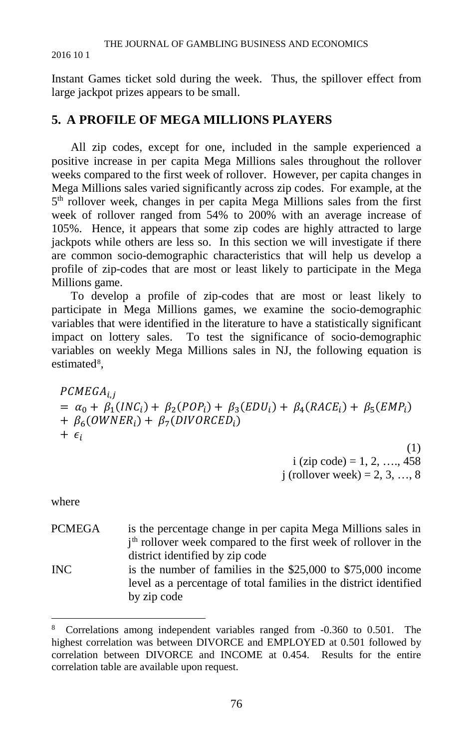Instant Games ticket sold during the week. Thus, the spillover effect from large jackpot prizes appears to be small.

## 5. A PROFILE OF MEGA MILLIONS PLAYERS

All zip codes, except for one, included in the sample experienced a positive increase in per capita Mega Millions sales throughout the rollover weeks compared to the first week of rollover. However, per capita changes in Mega Millions sales varied significantly across zip codes. For example, at the 5th rollover week, changes in per capita Mega Millions sales from the first week of rollover ranged from 54% to 200% with an average increase of 105%. Hence, it appears that some zip codes are highly attracted to large jackpots while others are less so. In this section we will investigate if there are common socio-demographic characteristics that will help us develop a profile of zip-codes that are most or least likely to participate in the Mega Millions game.

To develop a profile of zip-codes that are most or least likely to participate in Mega Millions games, we examine the socio-demographic variables that were identified in the literature to have a statistically significant impact on lottery sales. To test the significance of socio-demographic variables on weekly Mega Millions sales in NJ, the following equation is estimated[8],

$$PCMEGA_{i,j} = \alpha_0 + \beta_1(INC_i) + \beta_2(POP_i) + \beta_3(EDU_i) + \beta_4(RACE_i) + \beta_5(EMP_i) + \beta_6(OWNER_i) + \beta_7(DIVORCED_i) + \epsilon_i \tag{1}$$

i (zip code) = 1, 2, …., 458
j (rollover week) = 2, 3, …, 8

where

| | |
|---|---|
| PCMEGA | is the percentage change in per capita Mega Millions sales in j<sup>th</sup> rollover week compared to the first week of rollover in the district identified by zip code |
| INC | is the number of families in the \$25,000 to \$75,000 income level as a percentage of total families in the district identified by zip code |

[8] Correlations among independent variables ranged from -0.360 to 0.501. The highest correlation was between DIVORCE and EMPLOYED at 0.501 followed by correlation between DIVORCE and INCOME at 0.454. Results for the entire correlation table are available upon request.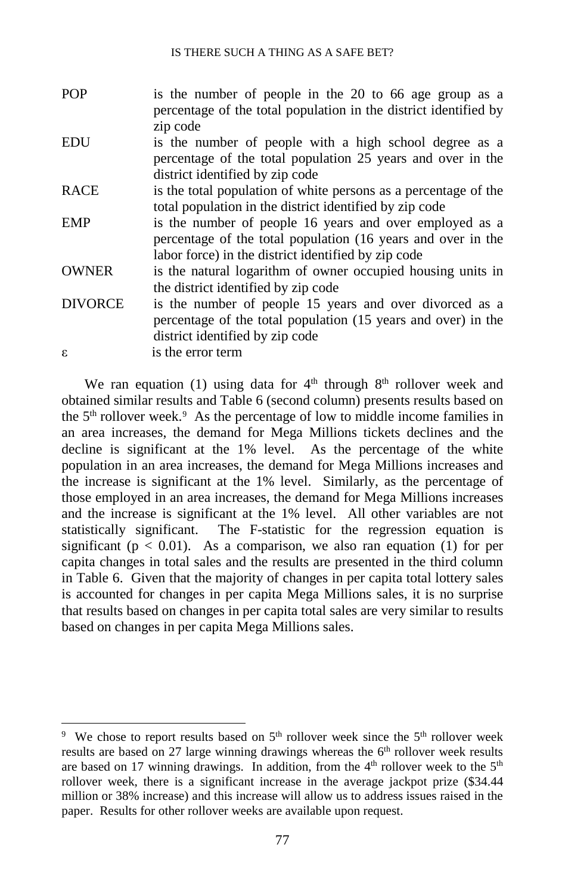| | |
|---|---|
| POP | is the number of people in the 20 to 66 age group as a percentage of the total population in the district identified by zip code |
| EDU | is the number of people with a high school degree as a percentage of the total population 25 years and over in the district identified by zip code |
| RACE | is the total population of white persons as a percentage of the total population in the district identified by zip code |
| EMP | is the number of people 16 years and over employed as a percentage of the total population (16 years and over in the labor force) in the district identified by zip code |
| OWNER | is the natural logarithm of owner occupied housing units in the district identified by zip code |
| DIVORCE | is the number of people 15 years and over divorced as a percentage of the total population (15 years and over) in the district identified by zip code |
| $\varepsilon$ | is the error term |

We ran equation (1) using data for 4th through 8th rollover week and obtained similar results and Table 6 (second column) presents results based on the 5th rollover week.[9] As the percentage of low to middle income families in an area increases, the demand for Mega Millions tickets declines and the decline is significant at the 1% level. As the percentage of the white population in an area increases, the demand for Mega Millions increases and the increase is significant at the 1% level. Similarly, as the percentage of those employed in an area increases, the demand for Mega Millions increases and the increase is significant at the 1% level. All other variables are not statistically significant. The F-statistic for the regression equation is significant ($p < 0.01$). As a comparison, we also ran equation (1) for per capita changes in total sales and the results are presented in the third column in Table 6. Given that the majority of changes in per capita total lottery sales is accounted for changes in per capita Mega Millions sales, it is no surprise that results based on changes in per capita total sales are very similar to results based on changes in per capita Mega Millions sales.

---

[9] We chose to report results based on 5th rollover week since the 5th rollover week results are based on 27 large winning drawings whereas the 6th rollover week results are based on 17 winning drawings. In addition, from the 4th rollover week to the 5th rollover week, there is a significant increase in the average jackpot prize ($34.44 million or 38% increase) and this increase will allow us to address issues raised in the paper. Results for other rollover weeks are available upon request.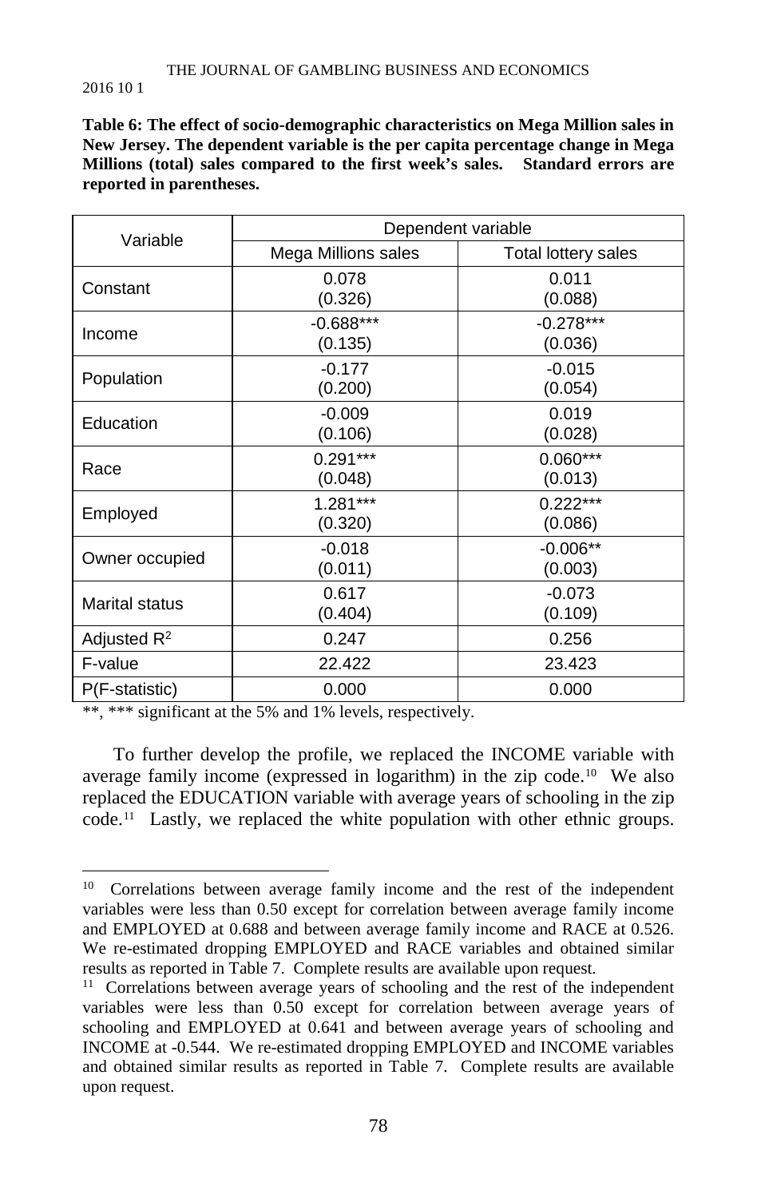**Table 6: The effect of socio-demographic characteristics on Mega Million sales in New Jersey. The dependent variable is the per capita percentage change in Mega Millions (total) sales compared to the first week's sales. Standard errors are reported in parentheses.**

| Variable | Dependent variable | |
|---|---|---|
| | Mega Millions sales | Total lottery sales |
| Constant | 0.078<br>(0.326) | 0.011<br>(0.088) |
| Income | -0.688***<br>(0.135) | -0.278***<br>(0.036) |
| Population | -0.177<br>(0.200) | -0.015<br>(0.054) |
| Education | -0.009<br>(0.106) | 0.019<br>(0.028) |
| Race | 0.291***<br>(0.048) | 0.060***<br>(0.013) |
| Employed | 1.281***<br>(0.320) | 0.222***<br>(0.086) |
| Owner occupied | -0.018<br>(0.011) | -0.006**<br>(0.003) |
| Marital status | 0.617<br>(0.404) | -0.073<br>(0.109) |
| Adjusted $R^2$ | 0.247 | 0.256 |
| F-value | 22.422 | 23.423 |
| P(F-statistic) | 0.000 | 0.000 |

**, *** significant at the 5% and 1% levels, respectively.

To further develop the profile, we replaced the INCOME variable with average family income (expressed in logarithm) in the zip code.[10] We also replaced the EDUCATION variable with average years of schooling in the zip code.[11] Lastly, we replaced the white population with other ethnic groups.

---

[10] Correlations between average family income and the rest of the independent variables were less than 0.50 except for correlation between average family income and EMPLOYED at 0.688 and between average family income and RACE at 0.526. We re-estimated dropping EMPLOYED and RACE variables and obtained similar results as reported in Table 7. Complete results are available upon request.

[11] Correlations between average years of schooling and the rest of the independent variables were less than 0.50 except for correlation between average years of schooling and EMPLOYED at 0.641 and between average years of schooling and INCOME at -0.544. We re-estimated dropping EMPLOYED and INCOME variables and obtained similar results as reported in Table 7. Complete results are available upon request.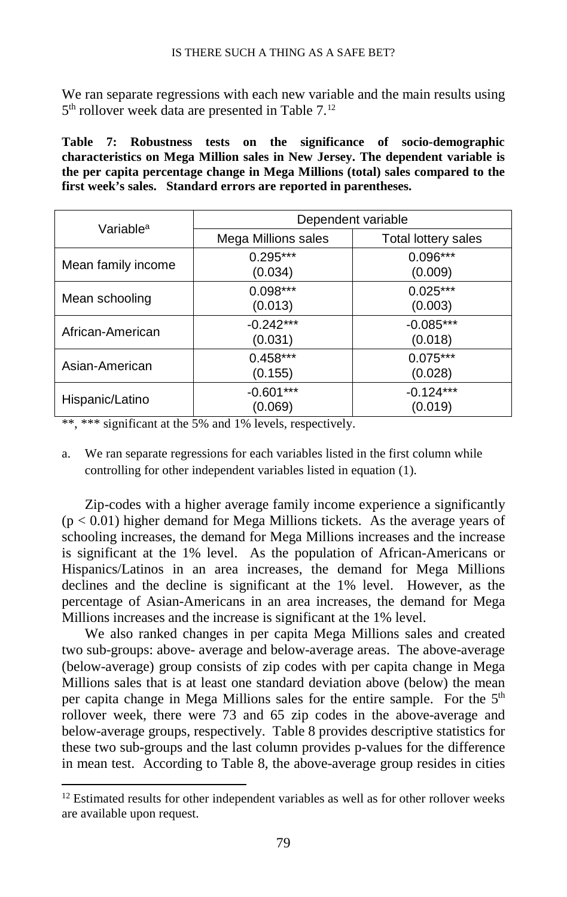We ran separate regressions with each new variable and the main results using 5[th] rollover week data are presented in Table 7.[12]

**Table 7: Robustness tests on the significance of socio-demographic characteristics on Mega Million sales in New Jersey. The dependent variable is the per capita percentage change in Mega Millions (total) sales compared to the first week's sales. Standard errors are reported in parentheses.**

| Variable[a] | Dependent variable | |
|---|---|---|
| | Mega Millions sales | Total lottery sales |
| Mean family income | 0.295*** (0.034) | 0.096*** (0.009) |
| Mean schooling | 0.098*** (0.013) | 0.025*** (0.003) |
| African-American | -0.242*** (0.031) | -0.085*** (0.018) |
| Asian-American | 0.458*** (0.155) | 0.075*** (0.028) |
| Hispanic/Latino | -0.601*** (0.069) | -0.124*** (0.019) |

**, *** significant at the 5% and 1% levels, respectively.

a. We ran separate regressions for each variables listed in the first column while controlling for other independent variables listed in equation (1).

Zip-codes with a higher average family income experience a significantly ($p < 0.01$) higher demand for Mega Millions tickets. As the average years of schooling increases, the demand for Mega Millions increases and the increase is significant at the 1% level. As the population of African-Americans or Hispanics/Latinos in an area increases, the demand for Mega Millions declines and the decline is significant at the 1% level. However, as the percentage of Asian-Americans in an area increases, the demand for Mega Millions increases and the increase is significant at the 1% level.

We also ranked changes in per capita Mega Millions sales and created two sub-groups: above- average and below-average areas. The above-average (below-average) group consists of zip codes with per capita change in Mega Millions sales that is at least one standard deviation above (below) the mean per capita change in Mega Millions sales for the entire sample. For the 5[th] rollover week, there were 73 and 65 zip codes in the above-average and below-average groups, respectively. Table 8 provides descriptive statistics for these two sub-groups and the last column provides p-values for the difference in mean test. According to Table 8, the above-average group resides in cities

[12] Estimated results for other independent variables as well as for other rollover weeks are available upon request.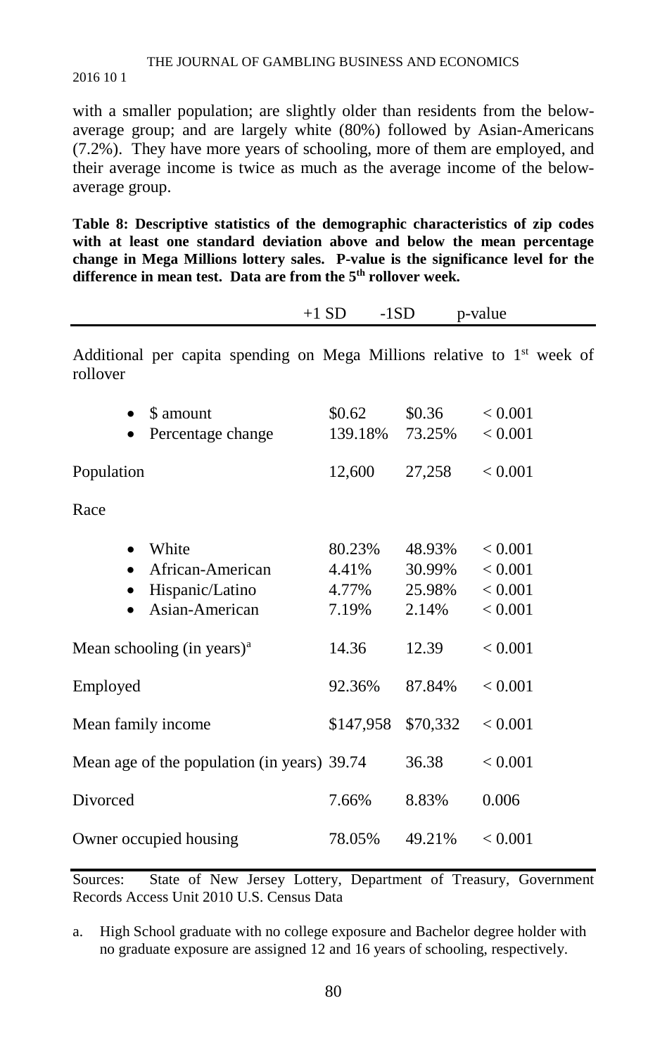with a smaller population; are slightly older than residents from the below-average group; and are largely white (80%) followed by Asian-Americans (7.2%). They have more years of schooling, more of them are employed, and their average income is twice as much as the average income of the below-average group.

**Table 8: Descriptive statistics of the demographic characteristics of zip codes with at least one standard deviation above and below the mean percentage change in Mega Millions lottery sales. P-value is the significance level for the difference in mean test. Data are from the 5th rollover week.**

| | +1 SD | -1SD | p-value |
|---|---|---|---|
| Additional per capita spending on Mega Millions relative to 1st week of rollover | | | |
| • $ amount | $0.62 | $0.36 | < 0.001 |
| • Percentage change | 139.18% | 73.25% | < 0.001 |
| Population | 12,600 | 27,258 | < 0.001 |
| Race | | | |
| • White | 80.23% | 48.93% | < 0.001 |
| • African-American | 4.41% | 30.99% | < 0.001 |
| • Hispanic/Latino | 4.77% | 25.98% | < 0.001 |
| • Asian-American | 7.19% | 2.14% | < 0.001 |
| Mean schooling (in years)[a] | 14.36 | 12.39 | < 0.001 |
| Employed | 92.36% | 87.84% | < 0.001 |
| Mean family income | $147,958 | $70,332 | < 0.001 |
| Mean age of the population (in years) | 39.74 | 36.38 | < 0.001 |
| Divorced | 7.66% | 8.83% | 0.006 |
| Owner occupied housing | 78.05% | 49.21% | < 0.001 |

Sources: State of New Jersey Lottery, Department of Treasury, Government Records Access Unit 2010 U.S. Census Data

a. High School graduate with no college exposure and Bachelor degree holder with no graduate exposure are assigned 12 and 16 years of schooling, respectively.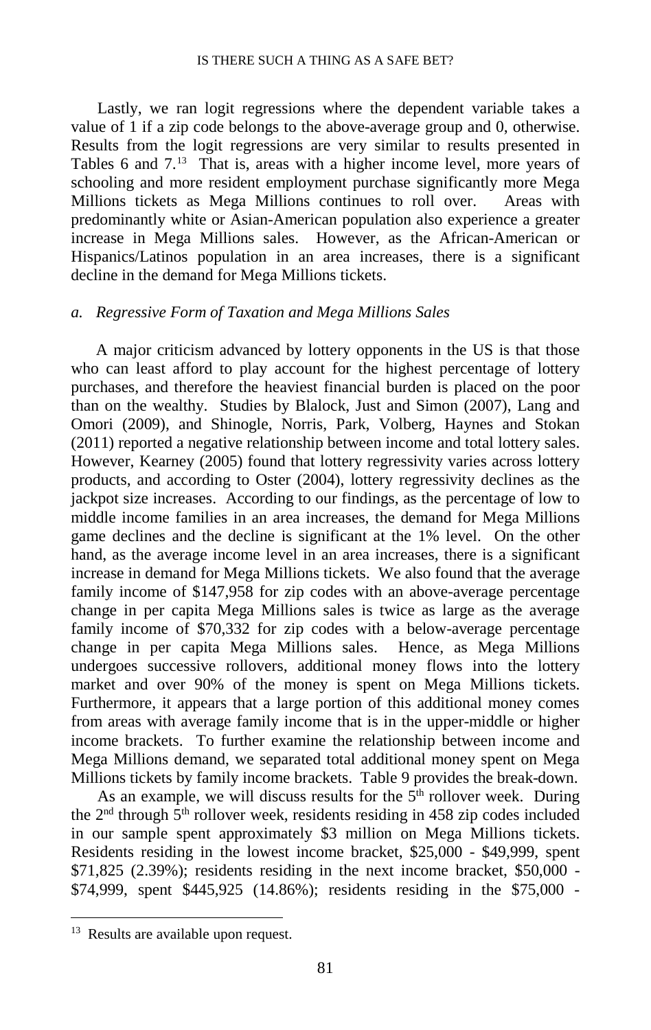Lastly, we ran logit regressions where the dependent variable takes a value of 1 if a zip code belongs to the above-average group and 0, otherwise. Results from the logit regressions are very similar to results presented in Tables 6 and 7.[13] That is, areas with a higher income level, more years of schooling and more resident employment purchase significantly more Mega Millions tickets as Mega Millions continues to roll over. Areas with predominantly white or Asian-American population also experience a greater increase in Mega Millions sales. However, as the African-American or Hispanics/Latinos population in an area increases, there is a significant decline in the demand for Mega Millions tickets.

### *a. Regressive Form of Taxation and Mega Millions Sales*

A major criticism advanced by lottery opponents in the US is that those who can least afford to play account for the highest percentage of lottery purchases, and therefore the heaviest financial burden is placed on the poor than on the wealthy. Studies by Blalock, Just and Simon (2007), Lang and Omori (2009), and Shinogle, Norris, Park, Volberg, Haynes and Stokan (2011) reported a negative relationship between income and total lottery sales. However, Kearney (2005) found that lottery regressivity varies across lottery products, and according to Oster (2004), lottery regressivity declines as the jackpot size increases. According to our findings, as the percentage of low to middle income families in an area increases, the demand for Mega Millions game declines and the decline is significant at the 1% level. On the other hand, as the average income level in an area increases, there is a significant increase in demand for Mega Millions tickets. We also found that the average family income of $147,958 for zip codes with an above-average percentage change in per capita Mega Millions sales is twice as large as the average family income of $70,332 for zip codes with a below-average percentage change in per capita Mega Millions sales. Hence, as Mega Millions undergoes successive rollovers, additional money flows into the lottery market and over 90% of the money is spent on Mega Millions tickets. Furthermore, it appears that a large portion of this additional money comes from areas with average family income that is in the upper-middle or higher income brackets. To further examine the relationship between income and Mega Millions demand, we separated total additional money spent on Mega Millions tickets by family income brackets. Table 9 provides the break-down.

As an example, we will discuss results for the 5th rollover week. During the 2nd through 5th rollover week, residents residing in 458 zip codes included in our sample spent approximately $3 million on Mega Millions tickets. Residents residing in the lowest income bracket, $25,000 - $49,999, spent $71,825 (2.39%); residents residing in the next income bracket, $50,000 - $74,999, spent $445,925 (14.86%); residents residing in the $75,000 -

---

[13] Results are available upon request.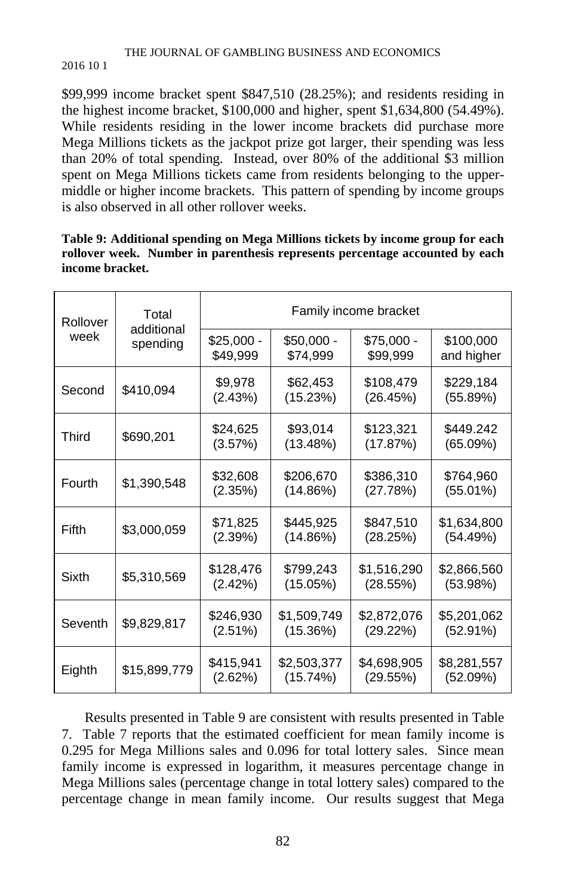$99,999 income bracket spent $847,510 (28.25%); and residents residing in the highest income bracket, $100,000 and higher, spent $1,634,800 (54.49%). While residents residing in the lower income brackets did purchase more Mega Millions tickets as the jackpot prize got larger, their spending was less than 20% of total spending. Instead, over 80% of the additional $3 million spent on Mega Millions tickets came from residents belonging to the upper-middle or higher income brackets. This pattern of spending by income groups is also observed in all other rollover weeks.

**Table 9: Additional spending on Mega Millions tickets by income group for each rollover week. Number in parenthesis represents percentage accounted by each income bracket.**

| Rollover week | Total additional spending | Family income bracket | | | |
|---|---|---|---|---|---|
| | | $25,000 - $49,999 | $50,000 - $74,999 | $75,000 - $99,999 | $100,000 and higher |
| Second | $410,094 | $9,978 (2.43%) | $62,453 (15.23%) | $108,479 (26.45%) | $229,184 (55.89%) |
| Third | $690,201 | $24,625 (3.57%) | $93,014 (13.48%) | $123,321 (17.87%) | $449.242 (65.09%) |
| Fourth | $1,390,548 | $32,608 (2.35%) | $206,670 (14.86%) | $386,310 (27.78%) | $764,960 (55.01%) |
| Fifth | $3,000,059 | $71,825 (2.39%) | $445,925 (14.86%) | $847,510 (28.25%) | $1,634,800 (54.49%) |
| Sixth | $5,310,569 | $128,476 (2.42%) | $799,243 (15.05%) | $1,516,290 (28.55%) | $2,866,560 (53.98%) |
| Seventh | $9,829,817 | $246,930 (2.51%) | $1,509,749 (15.36%) | $2,872,076 (29.22%) | $5,201,062 (52.91%) |
| Eighth | $15,899,779 | $415,941 (2.62%) | $2,503,377 (15.74%) | $4,698,905 (29.55%) | $8,281,557 (52.09%) |

Results presented in Table 9 are consistent with results presented in Table 7. Table 7 reports that the estimated coefficient for mean family income is 0.295 for Mega Millions sales and 0.096 for total lottery sales. Since mean family income is expressed in logarithm, it measures percentage change in Mega Millions sales (percentage change in total lottery sales) compared to the percentage change in mean family income. Our results suggest that Mega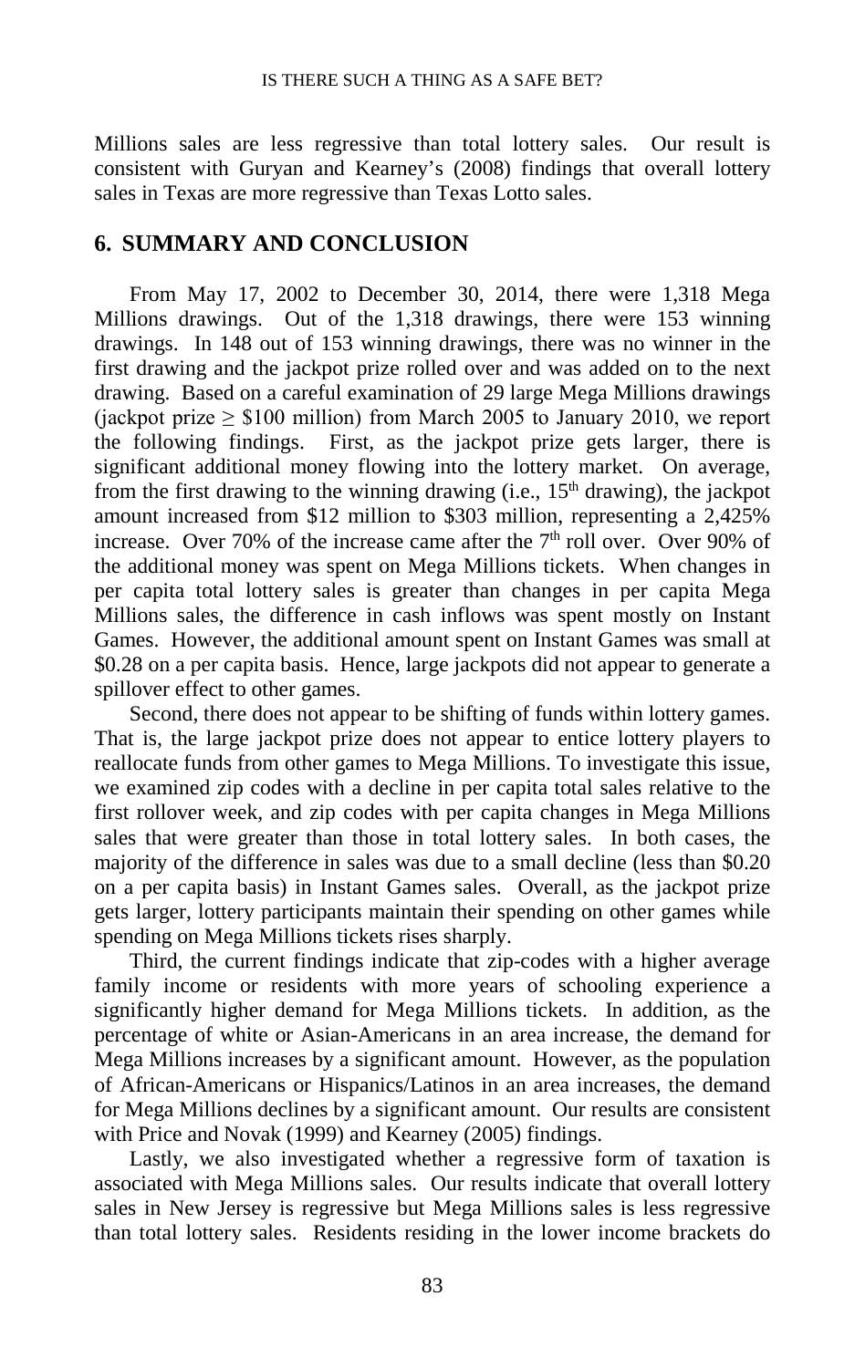Millions sales are less regressive than total lottery sales. Our result is consistent with Guryan and Kearney's (2008) findings that overall lottery sales in Texas are more regressive than Texas Lotto sales.

## 6. SUMMARY AND CONCLUSION

From May 17, 2002 to December 30, 2014, there were 1,318 Mega Millions drawings. Out of the 1,318 drawings, there were 153 winning drawings. In 148 out of 153 winning drawings, there was no winner in the first drawing and the jackpot prize rolled over and was added on to the next drawing. Based on a careful examination of 29 large Mega Millions drawings (jackpot prize ≥ \$100 million) from March 2005 to January 2010, we report the following findings. First, as the jackpot prize gets larger, there is significant additional money flowing into the lottery market. On average, from the first drawing to the winning drawing (i.e., 15th drawing), the jackpot amount increased from \$12 million to \$303 million, representing a 2,425% increase. Over 70% of the increase came after the 7th roll over. Over 90% of the additional money was spent on Mega Millions tickets. When changes in per capita total lottery sales is greater than changes in per capita Mega Millions sales, the difference in cash inflows was spent mostly on Instant Games. However, the additional amount spent on Instant Games was small at \$0.28 on a per capita basis. Hence, large jackpots did not appear to generate a spillover effect to other games.

Second, there does not appear to be shifting of funds within lottery games. That is, the large jackpot prize does not appear to entice lottery players to reallocate funds from other games to Mega Millions. To investigate this issue, we examined zip codes with a decline in per capita total sales relative to the first rollover week, and zip codes with per capita changes in Mega Millions sales that were greater than those in total lottery sales. In both cases, the majority of the difference in sales was due to a small decline (less than \$0.20 on a per capita basis) in Instant Games sales. Overall, as the jackpot prize gets larger, lottery participants maintain their spending on other games while spending on Mega Millions tickets rises sharply.

Third, the current findings indicate that zip-codes with a higher average family income or residents with more years of schooling experience a significantly higher demand for Mega Millions tickets. In addition, as the percentage of white or Asian-Americans in an area increase, the demand for Mega Millions increases by a significant amount. However, as the population of African-Americans or Hispanics/Latinos in an area increases, the demand for Mega Millions declines by a significant amount. Our results are consistent with Price and Novak (1999) and Kearney (2005) findings.

Lastly, we also investigated whether a regressive form of taxation is associated with Mega Millions sales. Our results indicate that overall lottery sales in New Jersey is regressive but Mega Millions sales is less regressive than total lottery sales. Residents residing in the lower income brackets do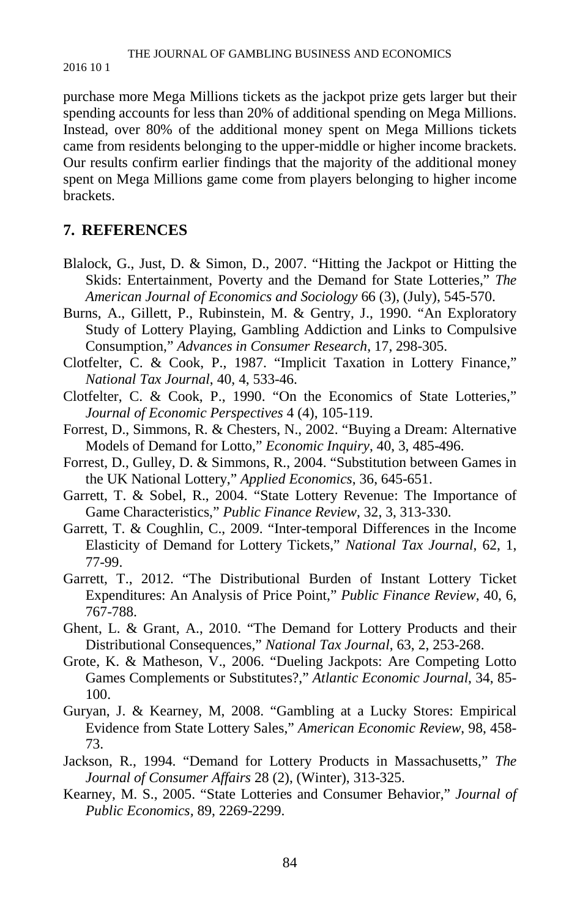purchase more Mega Millions tickets as the jackpot prize gets larger but their spending accounts for less than 20% of additional spending on Mega Millions. Instead, over 80% of the additional money spent on Mega Millions tickets came from residents belonging to the upper-middle or higher income brackets. Our results confirm earlier findings that the majority of the additional money spent on Mega Millions game come from players belonging to higher income brackets.

## 7. REFERENCES

Blalock, G., Just, D. & Simon, D., 2007. "Hitting the Jackpot or Hitting the Skids: Entertainment, Poverty and the Demand for State Lotteries," *The American Journal of Economics and Sociology* 66 (3), (July), 545-570.

Burns, A., Gillett, P., Rubinstein, M. & Gentry, J., 1990. "An Exploratory Study of Lottery Playing, Gambling Addiction and Links to Compulsive Consumption," *Advances in Consumer Research*, 17, 298-305.

Clotfelter, C. & Cook, P., 1987. "Implicit Taxation in Lottery Finance," *National Tax Journal*, 40, 4, 533-46.

Clotfelter, C. & Cook, P., 1990. "On the Economics of State Lotteries," *Journal of Economic Perspectives* 4 (4), 105-119.

Forrest, D., Simmons, R. & Chesters, N., 2002. "Buying a Dream: Alternative Models of Demand for Lotto," *Economic Inquiry*, 40, 3, 485-496.

Forrest, D., Gulley, D. & Simmons, R., 2004. "Substitution between Games in the UK National Lottery," *Applied Economics*, 36, 645-651.

Garrett, T. & Sobel, R., 2004. "State Lottery Revenue: The Importance of Game Characteristics," *Public Finance Review*, 32, 3, 313-330.

Garrett, T. & Coughlin, C., 2009. "Inter-temporal Differences in the Income Elasticity of Demand for Lottery Tickets," *National Tax Journal*, 62, 1, 77-99.

Garrett, T., 2012. "The Distributional Burden of Instant Lottery Ticket Expenditures: An Analysis of Price Point," *Public Finance Review*, 40, 6, 767-788.

Ghent, L. & Grant, A., 2010. "The Demand for Lottery Products and their Distributional Consequences," *National Tax Journal*, 63, 2, 253-268.

Grote, K. & Matheson, V., 2006. "Dueling Jackpots: Are Competing Lotto Games Complements or Substitutes?," *Atlantic Economic Journal*, 34, 85-100.

Guryan, J. & Kearney, M, 2008. "Gambling at a Lucky Stores: Empirical Evidence from State Lottery Sales," *American Economic Review*, 98, 458-73.

Jackson, R., 1994. "Demand for Lottery Products in Massachusetts," *The Journal of Consumer Affairs* 28 (2), (Winter), 313-325.

Kearney, M. S., 2005. "State Lotteries and Consumer Behavior," *Journal of Public Economics*, 89, 2269-2299.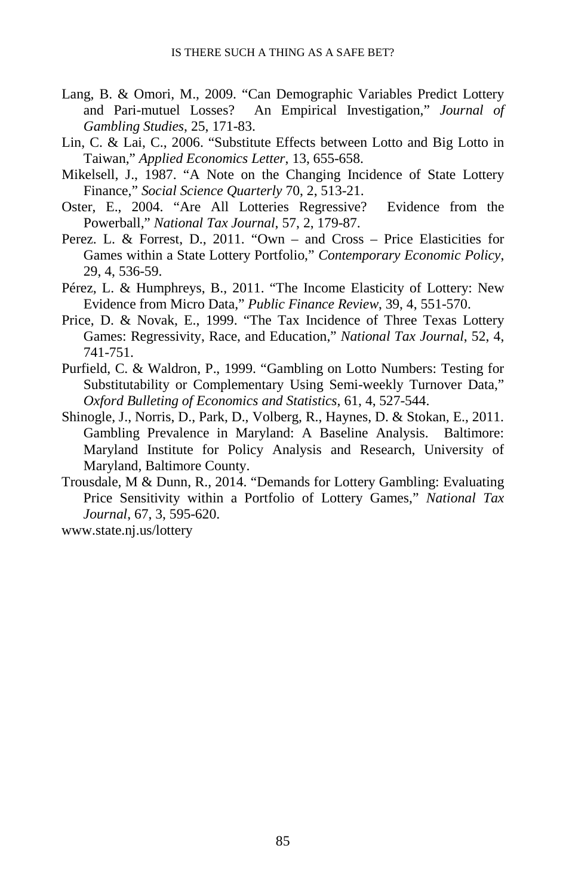Lang, B. & Omori, M., 2009. "Can Demographic Variables Predict Lottery and Pari-mutuel Losses? An Empirical Investigation," *Journal of Gambling Studies*, 25, 171-83.

Lin, C. & Lai, C., 2006. "Substitute Effects between Lotto and Big Lotto in Taiwan," *Applied Economics Letter*, 13, 655-658.

Mikelsell, J., 1987. "A Note on the Changing Incidence of State Lottery Finance," *Social Science Quarterly* 70, 2, 513-21.

Oster, E., 2004. "Are All Lotteries Regressive? Evidence from the Powerball," *National Tax Journal*, 57, 2, 179-87.

Perez. L. & Forrest, D., 2011. "Own – and Cross – Price Elasticities for Games within a State Lottery Portfolio," *Contemporary Economic Policy*, 29, 4, 536-59.

Pérez, L. & Humphreys, B., 2011. "The Income Elasticity of Lottery: New Evidence from Micro Data," *Public Finance Review*, 39, 4, 551-570.

Price, D. & Novak, E., 1999. "The Tax Incidence of Three Texas Lottery Games: Regressivity, Race, and Education," *National Tax Journal*, 52, 4, 741-751.

Purfield, C. & Waldron, P., 1999. "Gambling on Lotto Numbers: Testing for Substitutability or Complementary Using Semi-weekly Turnover Data," *Oxford Bulleting of Economics and Statistics*, 61, 4, 527-544.

Shinogle, J., Norris, D., Park, D., Volberg, R., Haynes, D. & Stokan, E., 2011. Gambling Prevalence in Maryland: A Baseline Analysis. Baltimore: Maryland Institute for Policy Analysis and Research, University of Maryland, Baltimore County.

Trousdale, M & Dunn, R., 2014. "Demands for Lottery Gambling: Evaluating Price Sensitivity within a Portfolio of Lottery Games," *National Tax Journal*, 67, 3, 595-620.

www.state.nj.us/lottery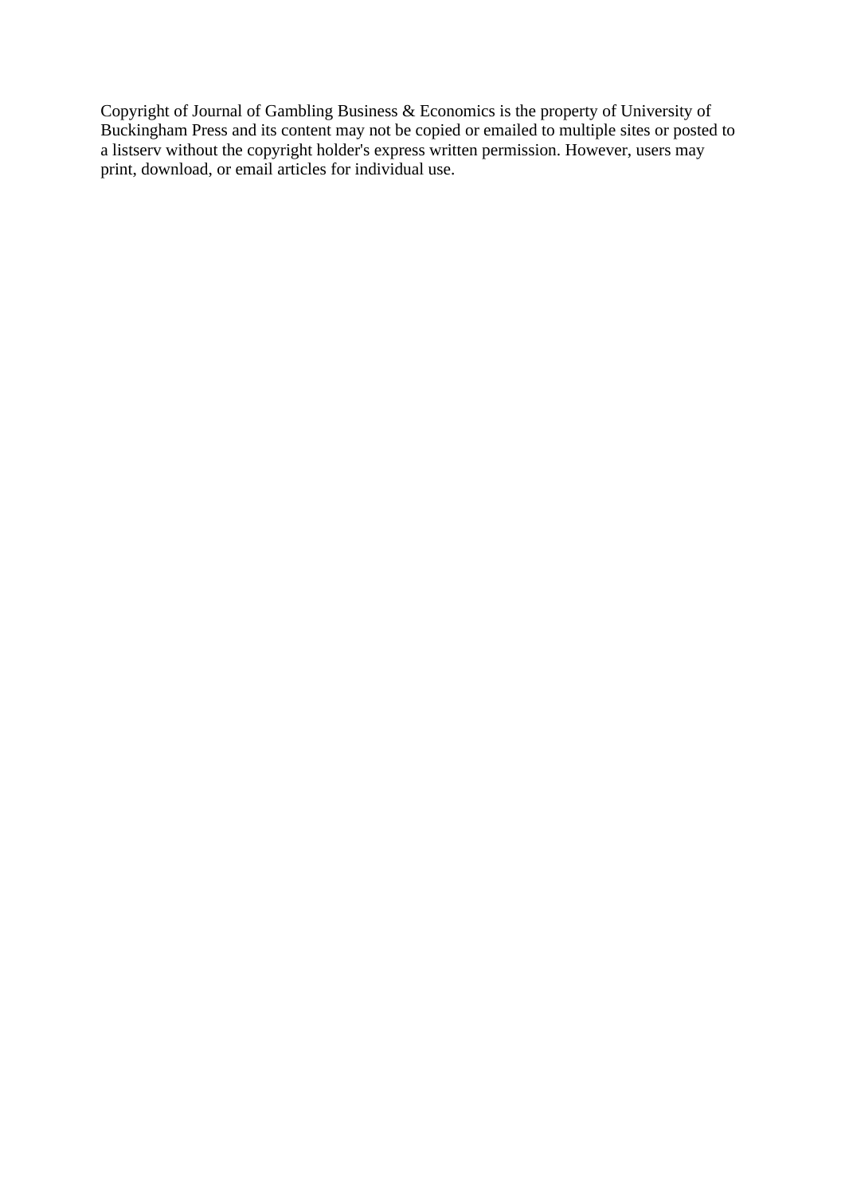Copyright of Journal of Gambling Business & Economics is the property of University of Buckingham Press and its content may not be copied or emailed to multiple sites or posted to a listserv without the copyright holder's express written permission. However, users may print, download, or email articles for individual use.